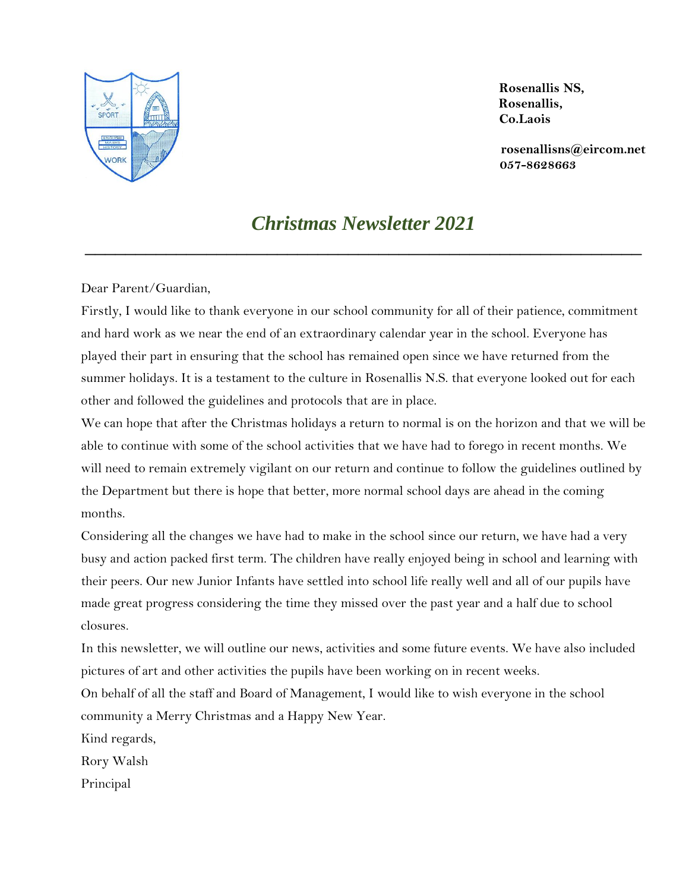**Rosenallis NS,**
**Rosenallis,**
**Co.Laois**

**rosenallisns@eircom.net**
**057-8628663**

# *Christmas Newsletter 2021*

---

Dear Parent/Guardian,

Firstly, I would like to thank everyone in our school community for all of their patience, commitment and hard work as we near the end of an extraordinary calendar year in the school. Everyone has played their part in ensuring that the school has remained open since we have returned from the summer holidays. It is a testament to the culture in Rosenallis N.S. that everyone looked out for each other and followed the guidelines and protocols that are in place.

We can hope that after the Christmas holidays a return to normal is on the horizon and that we will be able to continue with some of the school activities that we have had to forego in recent months. We will need to remain extremely vigilant on our return and continue to follow the guidelines outlined by the Department but there is hope that better, more normal school days are ahead in the coming months.

Considering all the changes we have had to make in the school since our return, we have had a very busy and action packed first term. The children have really enjoyed being in school and learning with their peers. Our new Junior Infants have settled into school life really well and all of our pupils have made great progress considering the time they missed over the past year and a half due to school closures.

In this newsletter, we will outline our news, activities and some future events. We have also included pictures of art and other activities the pupils have been working on in recent weeks.

On behalf of all the staff and Board of Management, I would like to wish everyone in the school community a Merry Christmas and a Happy New Year.

Kind regards,

Rory Walsh

Principal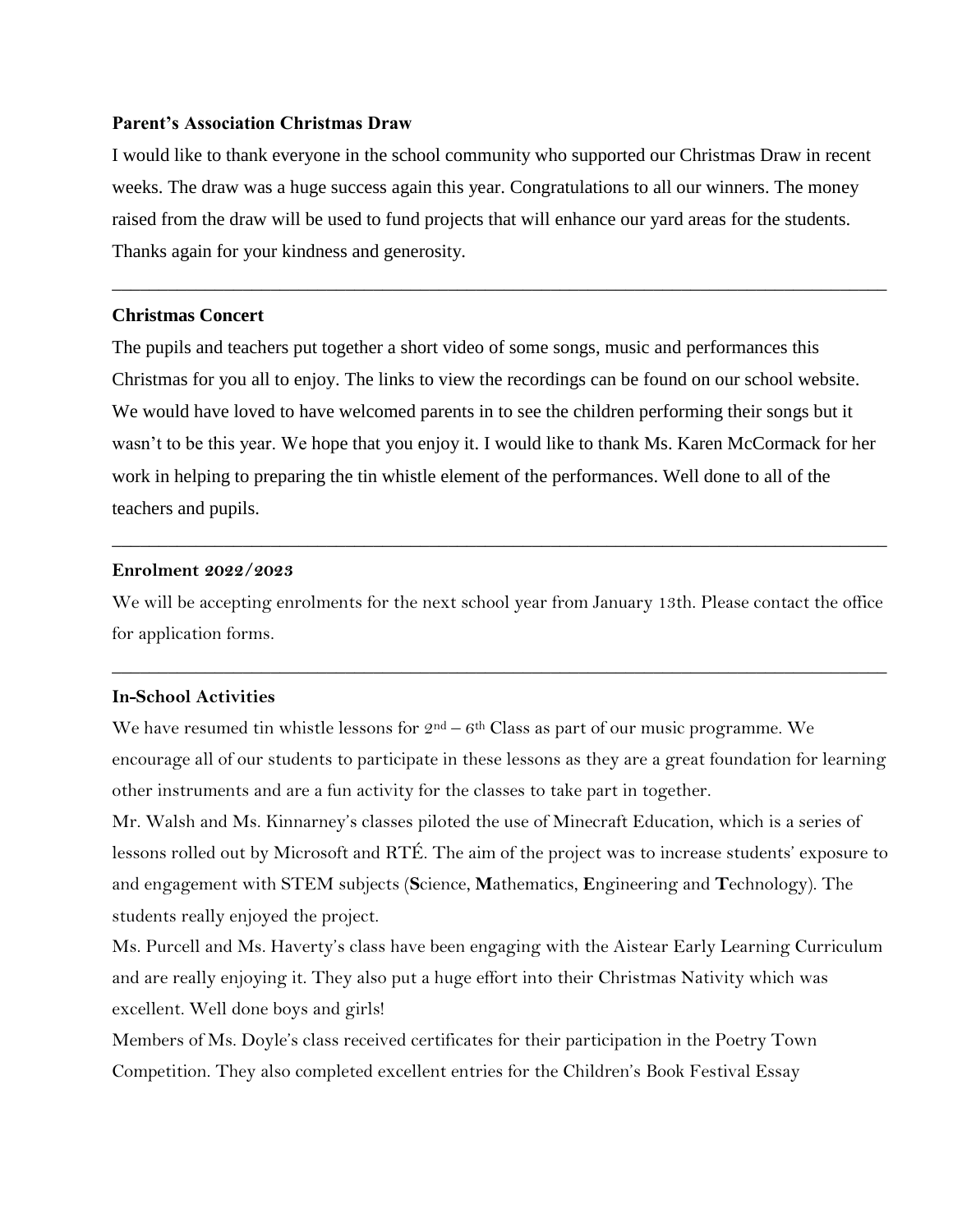**Parent's Association Christmas Draw**

I would like to thank everyone in the school community who supported our Christmas Draw in recent weeks. The draw was a huge success again this year. Congratulations to all our winners. The money raised from the draw will be used to fund projects that will enhance our yard areas for the students. Thanks again for your kindness and generosity.

---

**Christmas Concert**

The pupils and teachers put together a short video of some songs, music and performances this Christmas for you all to enjoy. The links to view the recordings can be found on our school website. We would have loved to have welcomed parents in to see the children performing their songs but it wasn't to be this year. We hope that you enjoy it. I would like to thank Ms. Karen McCormack for her work in helping to preparing the tin whistle element of the performances. Well done to all of the teachers and pupils.

---

**Enrolment 2022/2023**

We will be accepting enrolments for the next school year from January 13th. Please contact the office for application forms.

---

**In-School Activities**

We have resumed tin whistle lessons for 2nd – 6th Class as part of our music programme. We encourage all of our students to participate in these lessons as they are a great foundation for learning other instruments and are a fun activity for the classes to take part in together.

Mr. Walsh and Ms. Kinnarney's classes piloted the use of Minecraft Education, which is a series of lessons rolled out by Microsoft and RTÉ. The aim of the project was to increase students' exposure to and engagement with STEM subjects (**S**cience, **M**athematics, **E**ngineering and **T**echnology). The students really enjoyed the project.

Ms. Purcell and Ms. Haverty's class have been engaging with the Aistear Early Learning Curriculum and are really enjoying it. They also put a huge effort into their Christmas Nativity which was excellent. Well done boys and girls!

Members of Ms. Doyle's class received certificates for their participation in the Poetry Town Competition. They also completed excellent entries for the Children's Book Festival Essay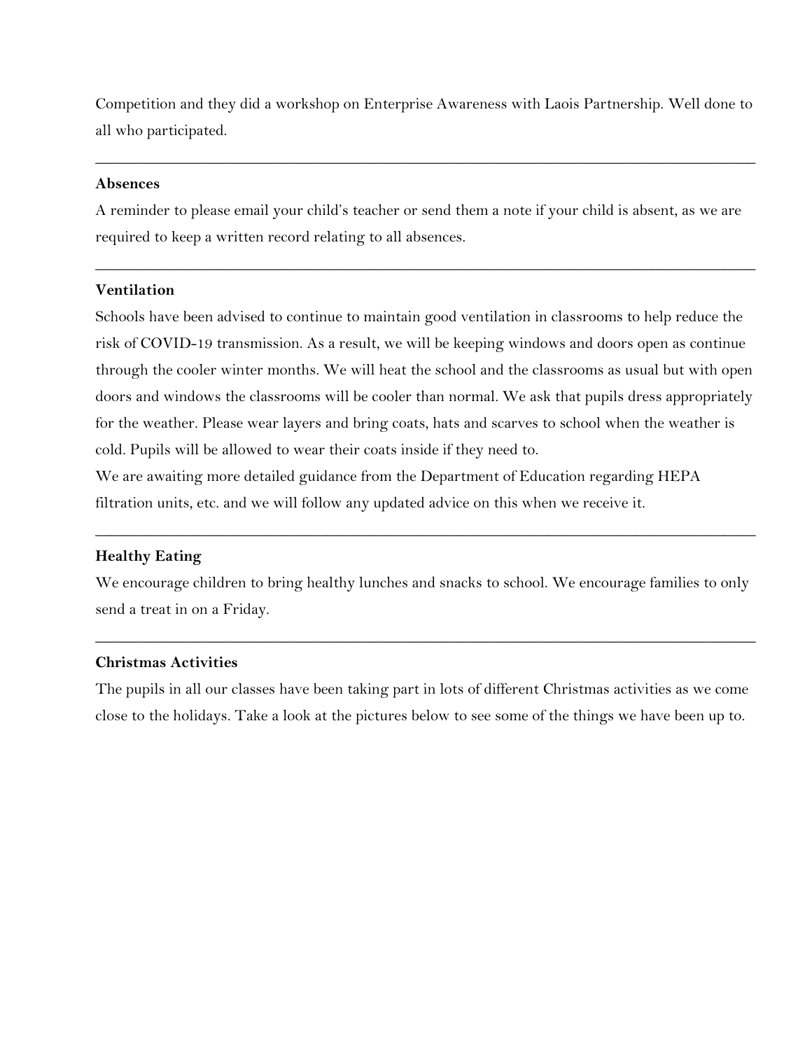Competition and they did a workshop on Enterprise Awareness with Laois Partnership. Well done to all who participated.

---

**Absences**

A reminder to please email your child's teacher or send them a note if your child is absent, as we are required to keep a written record relating to all absences.

---

**Ventilation**

Schools have been advised to continue to maintain good ventilation in classrooms to help reduce the risk of COVID-19 transmission. As a result, we will be keeping windows and doors open as continue through the cooler winter months. We will heat the school and the classrooms as usual but with open doors and windows the classrooms will be cooler than normal. We ask that pupils dress appropriately for the weather. Please wear layers and bring coats, hats and scarves to school when the weather is cold. Pupils will be allowed to wear their coats inside if they need to.

We are awaiting more detailed guidance from the Department of Education regarding HEPA filtration units, etc. and we will follow any updated advice on this when we receive it.

---

**Healthy Eating**

We encourage children to bring healthy lunches and snacks to school. We encourage families to only send a treat in on a Friday.

---

**Christmas Activities**

The pupils in all our classes have been taking part in lots of different Christmas activities as we come close to the holidays. Take a look at the pictures below to see some of the things we have been up to.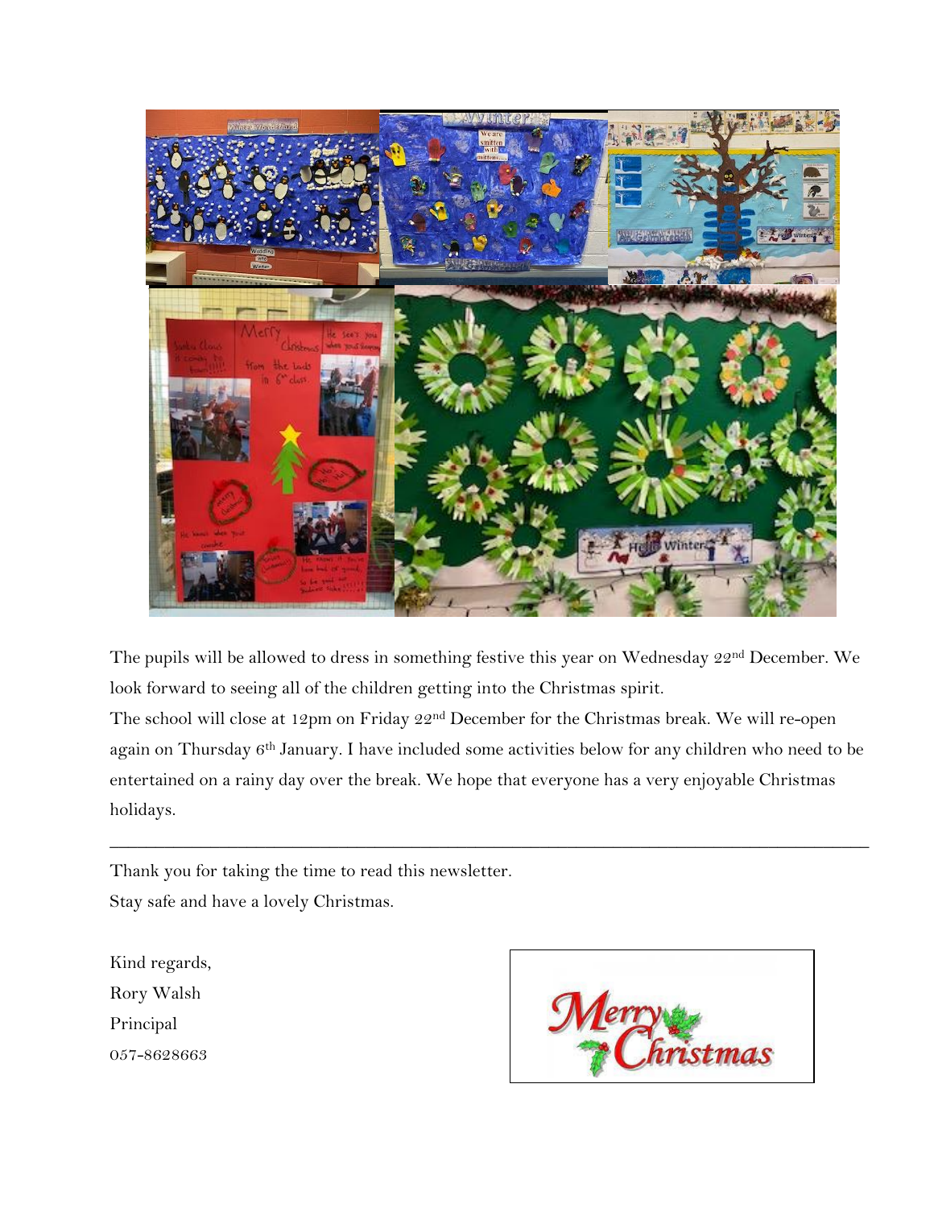The pupils will be allowed to dress in something festive this year on Wednesday 22nd December. We look forward to seeing all of the children getting into the Christmas spirit.
The school will close at 12pm on Friday 22nd December for the Christmas break. We will re-open again on Thursday 6th January. I have included some activities below for any children who need to be entertained on a rainy day over the break. We hope that everyone has a very enjoyable Christmas holidays.

---

Thank you for taking the time to read this newsletter.
Stay safe and have a lovely Christmas.

Kind regards,
Rory Walsh
Principal
057-8628663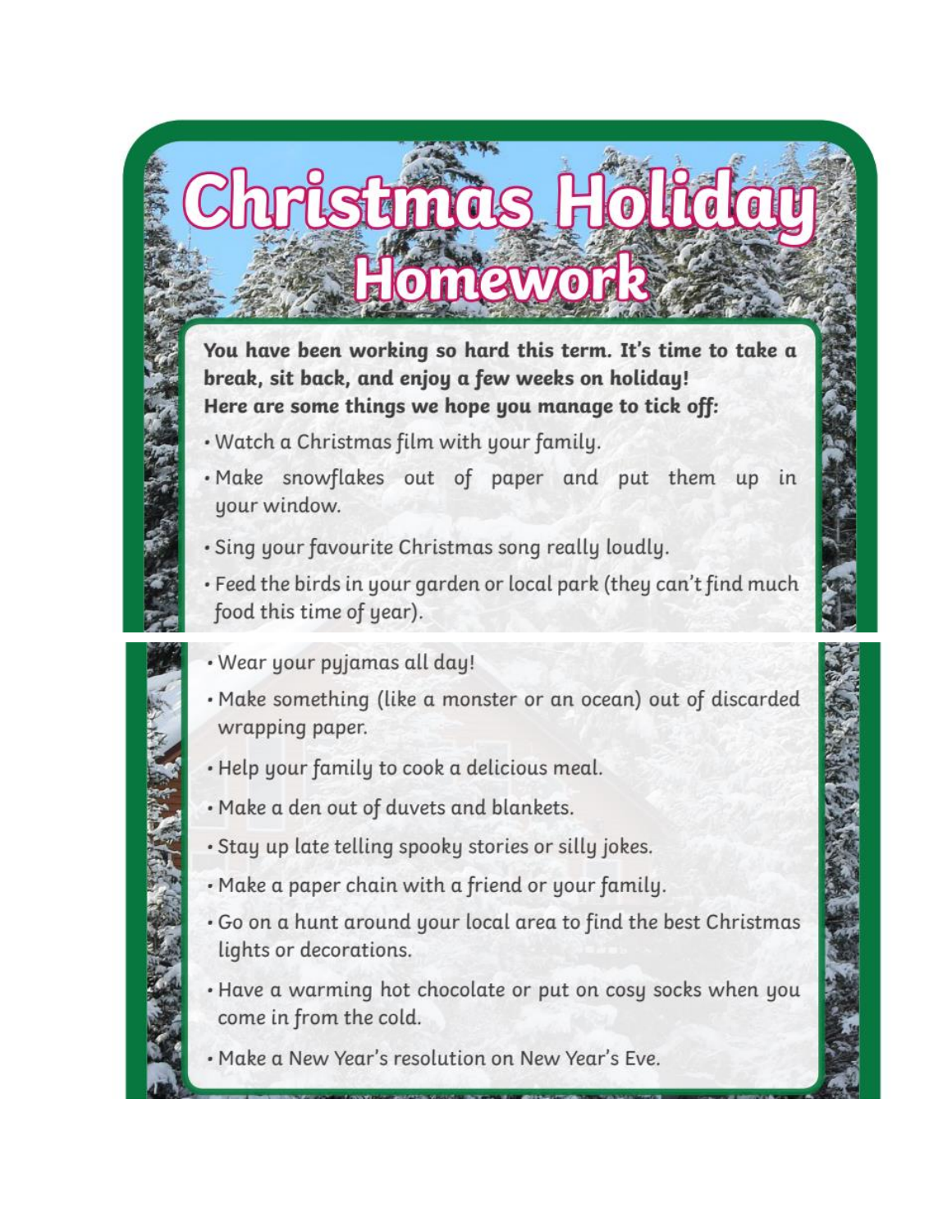# Christmas Holiday Homework

**You have been working so hard this term. It's time to take a break, sit back, and enjoy a few weeks on holiday!**
**Here are some things we hope you manage to tick off:**

- Watch a Christmas film with your family.
- Make snowflakes out of paper and put them up in your window.
- Sing your favourite Christmas song really loudly.
- Feed the birds in your garden or local park (they can't find much food this time of year).
- Wear your pyjamas all day!
- Make something (like a monster or an ocean) out of discarded wrapping paper.
- Help your family to cook a delicious meal.
- Make a den out of duvets and blankets.
- Stay up late telling spooky stories or silly jokes.
- Make a paper chain with a friend or your family.
- Go on a hunt around your local area to find the best Christmas lights or decorations.
- Have a warming hot chocolate or put on cosy socks when you come in from the cold.
- Make a New Year's resolution on New Year's Eve.